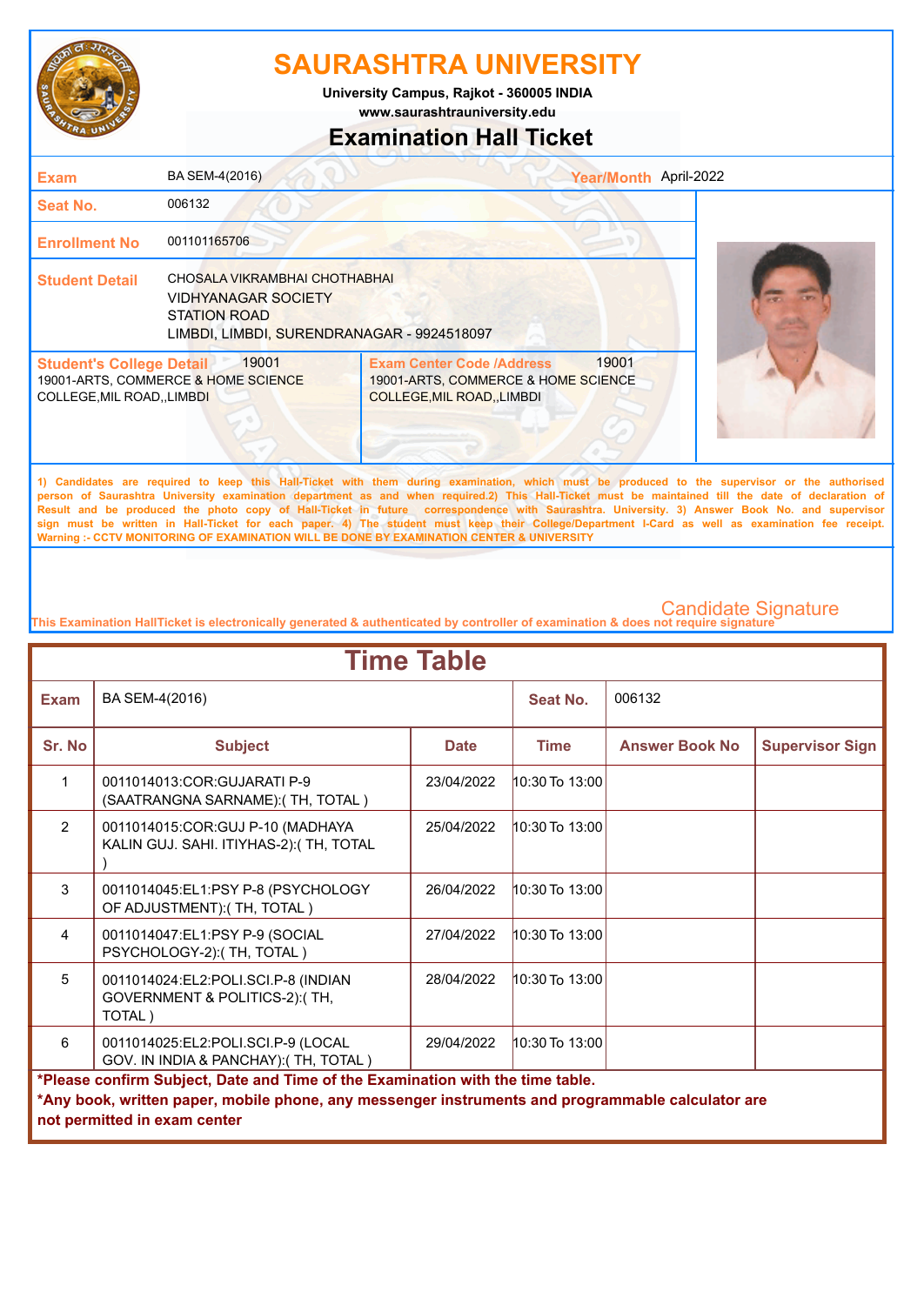# SAURASHTRA UNIVERSITY

**University Campus, Rajkot - 360005 INDIA**
**www.saurashtrauniversity.edu**

## Examination Hall Ticket

| | |
|---|---|
| **Exam** | BA SEM-4(2016) |
| **Year/Month** | April-2022 |
| **Seat No.** | 006132 |
| **Enrollment No** | 001101165706 |
| **Student Detail** | CHOSALA VIKRAMBHAI CHOTHABHAI<br>VIDHYANAGAR SOCIETY<br>STATION ROAD<br>LIMBDI, LIMBDI, SURENDRANAGAR - 9924518097 |
| **Student's College Detail** | 19001<br>19001-ARTS, COMMERCE & HOME SCIENCE COLLEGE,MIL ROAD,,LIMBDI |
| **Exam Center Code /Address** | 19001<br>19001-ARTS, COMMERCE & HOME SCIENCE COLLEGE,MIL ROAD,,LIMBDI |

1) Candidates are required to keep this Hall-Ticket with them during examination, which must be produced to the supervisor or the authorised person of Saurashtra University examination department as and when required.2) This Hall-Ticket must be maintained till the date of declaration of Result and be produced the photo copy of Hall-Ticket in future correspondence with Saurashtra. University. 3) Answer Book No. and supervisor sign must be written in Hall-Ticket for each paper. 4) The student must keep their College/Department I-Card as well as examination fee receipt.
Warning :- CCTV MONITORING OF EXAMINATION WILL BE DONE BY EXAMINATION CENTER & UNIVERSITY

Candidate Signature

This Examination HallTicket is electronically generated & authenticated by controller of examination & does not require signature

## Time Table

**Exam:** BA SEM-4(2016) **Seat No.:** 006132

| Sr. No | Subject | Date | Time | Answer Book No | Supervisor Sign |
|---|---|---|---|---|---|
| 1 | 0011014013:COR:GUJARATI P-9 (SAATRANGNA SARNAME):( TH, TOTAL ) | 23/04/2022 | 10:30 To 13:00 | | |
| 2 | 0011014015:COR:GUJ P-10 (MADHAYA KALIN GUJ. SAHI. ITIYHAS-2):( TH, TOTAL ) | 25/04/2022 | 10:30 To 13:00 | | |
| 3 | 0011014045:EL1:PSY P-8 (PSYCHOLOGY OF ADJUSTMENT):( TH, TOTAL ) | 26/04/2022 | 10:30 To 13:00 | | |
| 4 | 0011014047:EL1:PSY P-9 (SOCIAL PSYCHOLOGY-2):( TH, TOTAL ) | 27/04/2022 | 10:30 To 13:00 | | |
| 5 | 0011014024:EL2:POLI.SCI.P-8 (INDIAN GOVERNMENT & POLITICS-2):( TH, TOTAL ) | 28/04/2022 | 10:30 To 13:00 | | |
| 6 | 0011014025:EL2:POLI.SCI.P-9 (LOCAL GOV. IN INDIA & PANCHAY):( TH, TOTAL ) | 29/04/2022 | 10:30 To 13:00 | | |

**\*Please confirm Subject, Date and Time of the Examination with the time table.**
**\*Any book, written paper, mobile phone, any messenger instruments and programmable calculator are not permitted in exam center**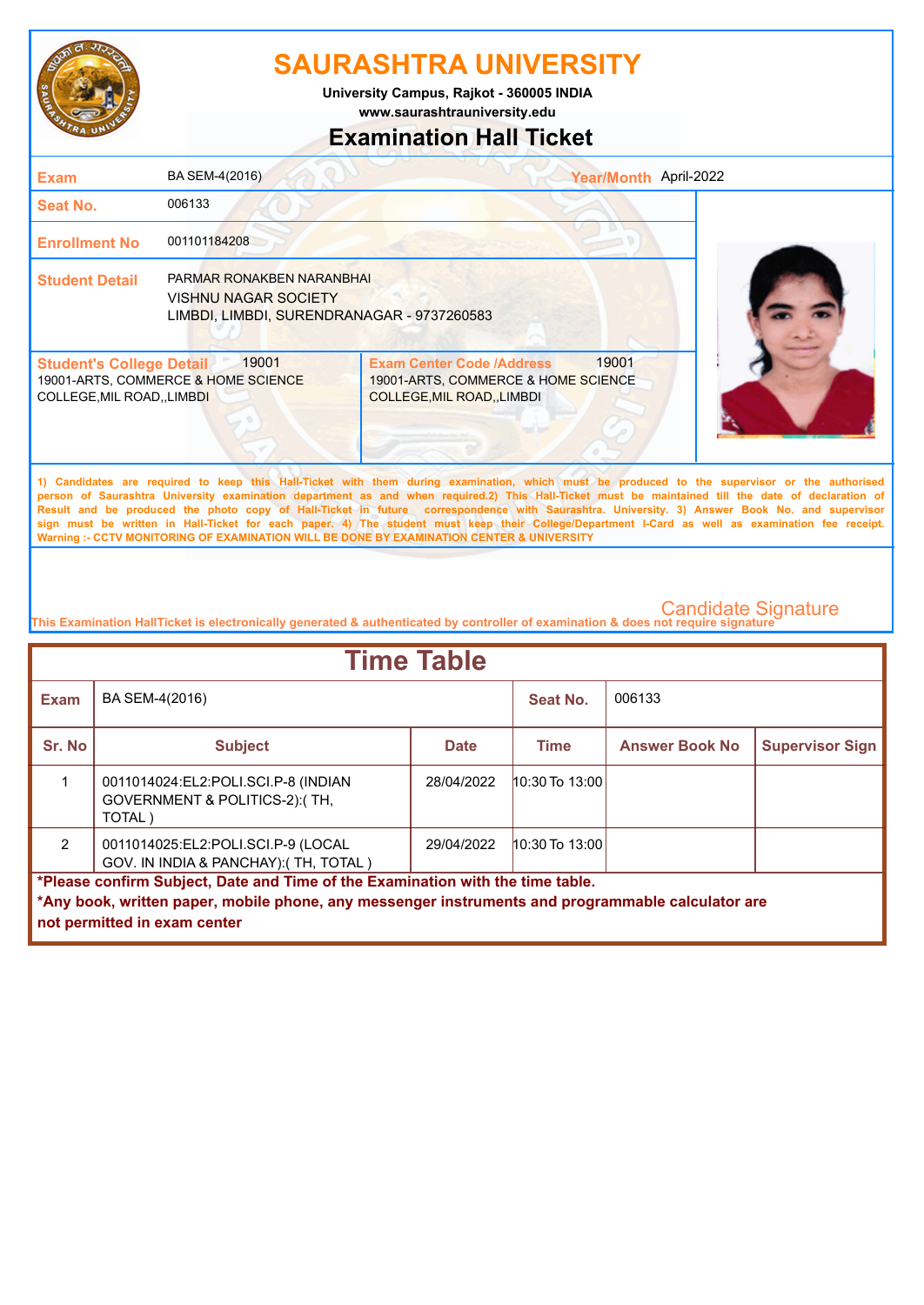# SAURASHTRA UNIVERSITY

**University Campus, Rajkot - 360005 INDIA**
**www.saurashtrauniversity.edu**

## Examination Hall Ticket

| | | | |
|---|---|---|---|
| **Exam** | BA SEM-4(2016) | **Year/Month** | April-2022 |
| **Seat No.** | 006133 | | |
| **Enrollment No** | 001101184208 | | |
| **Student Detail** | PARMAR RONAKBEN NARANBHAI<br>VISHNU NAGAR SOCIETY<br>LIMBDI, LIMBDI, SURENDRANAGAR - 9737260583 | | |

| **Student's College Detail** 19001 | **Exam Center Code /Address** 19001 |
|---|---|
| 19001-ARTS, COMMERCE & HOME SCIENCE COLLEGE,MIL ROAD,,LIMBDI | 19001-ARTS, COMMERCE & HOME SCIENCE COLLEGE,MIL ROAD,,LIMBDI |

1) Candidates are required to keep this Hall-Ticket with them during examination, which must be produced to the supervisor or the authorised person of Saurashtra University examination department as and when required.2) This Hall-Ticket must be maintained till the date of declaration of Result and be produced the photo copy of Hall-Ticket in future correspondence with Saurashtra. University. 3) Answer Book No. and supervisor sign must be written in Hall-Ticket for each paper. 4) The student must keep their College/Department I-Card as well as examination fee receipt.
Warning :- CCTV MONITORING OF EXAMINATION WILL BE DONE BY EXAMINATION CENTER & UNIVERSITY

Candidate Signature

This Examination HallTicket is electronically generated & authenticated by controller of examination & does not require signature

## Time Table

| **Exam** | BA SEM-4(2016) | | **Seat No.** | 006133 | |
|---|---|---|---|---|---|
| **Sr. No** | **Subject** | **Date** | **Time** | **Answer Book No** | **Supervisor Sign** |
| 1 | 0011014024:EL2:POLI.SCI.P-8 (INDIAN GOVERNMENT & POLITICS-2):( TH, TOTAL ) | 28/04/2022 | 10:30 To 13:00 | | |
| 2 | 0011014025:EL2:POLI.SCI.P-9 (LOCAL GOV. IN INDIA & PANCHAY):( TH, TOTAL ) | 29/04/2022 | 10:30 To 13:00 | | |

**\*Please confirm Subject, Date and Time of the Examination with the time table.**
**\*Any book, written paper, mobile phone, any messenger instruments and programmable calculator are not permitted in exam center**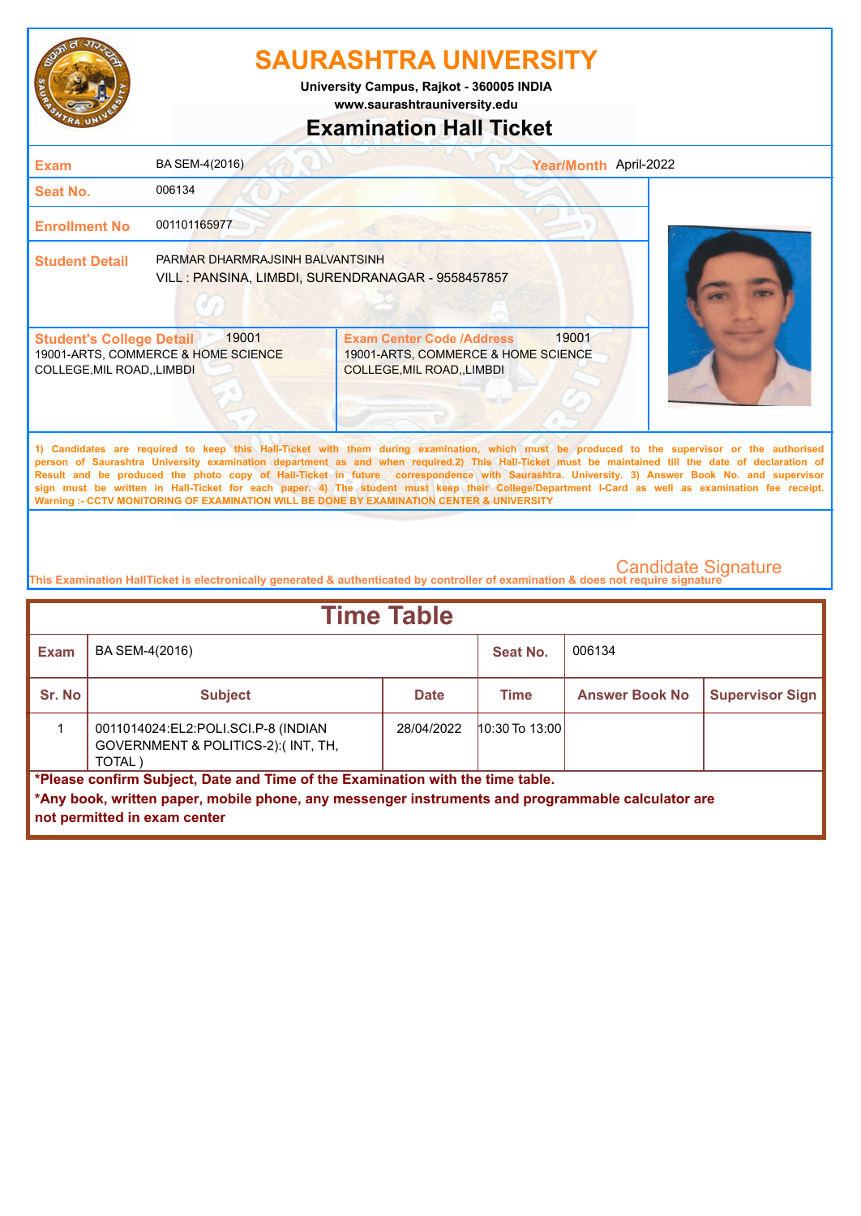# SAURASHTRA UNIVERSITY

**University Campus, Rajkot - 360005 INDIA**
**www.saurashtrauniversity.edu**

## Examination Hall Ticket

| | | | |
|---|---|---|---|
| **Exam** | BA SEM-4(2016) | **Year/Month** | April-2022 |
| **Seat No.** | 006134 | | |
| **Enrollment No** | 001101165977 | | |
| **Student Detail** | PARMAR DHARMRAJSINH BALVANTSINH<br>VILL : PANSINA, LIMBDI, SURENDRANAGAR - 9558457857 | | |

| **Student's College Detail** 19001 | **Exam Center Code /Address** 19001 |
|---|---|
| 19001-ARTS, COMMERCE & HOME SCIENCE COLLEGE,MIL ROAD,,LIMBDI | 19001-ARTS, COMMERCE & HOME SCIENCE COLLEGE,MIL ROAD,,LIMBDI |

1) Candidates are required to keep this Hall-Ticket with them during examination, which must be produced to the supervisor or the authorised person of Saurashtra University examination department as and when required.2) This Hall-Ticket must be maintained till the date of declaration of Result and be produced the photo copy of Hall-Ticket in future correspondence with Saurashtra. University. 3) Answer Book No. and supervisor sign must be written in Hall-Ticket for each paper. 4) The student must keep their College/Department I-Card as well as examination fee receipt.
Warning :- CCTV MONITORING OF EXAMINATION WILL BE DONE BY EXAMINATION CENTER & UNIVERSITY

Candidate Signature

This Examination HallTicket is electronically generated & authenticated by controller of examination & does not require signature

## Time Table

| **Exam** | BA SEM-4(2016) | | **Seat No.** | 006134 | |
|---|---|---|---|---|---|
| **Sr. No** | **Subject** | **Date** | **Time** | **Answer Book No** | **Supervisor Sign** |
| 1 | 0011014024:EL2:POLI.SCI.P-8 (INDIAN GOVERNMENT & POLITICS-2):( INT, TH, TOTAL ) | 28/04/2022 | 10:30 To 13:00 | | |

**\*Please confirm Subject, Date and Time of the Examination with the time table.**

**\*Any book, written paper, mobile phone, any messenger instruments and programmable calculator are not permitted in exam center**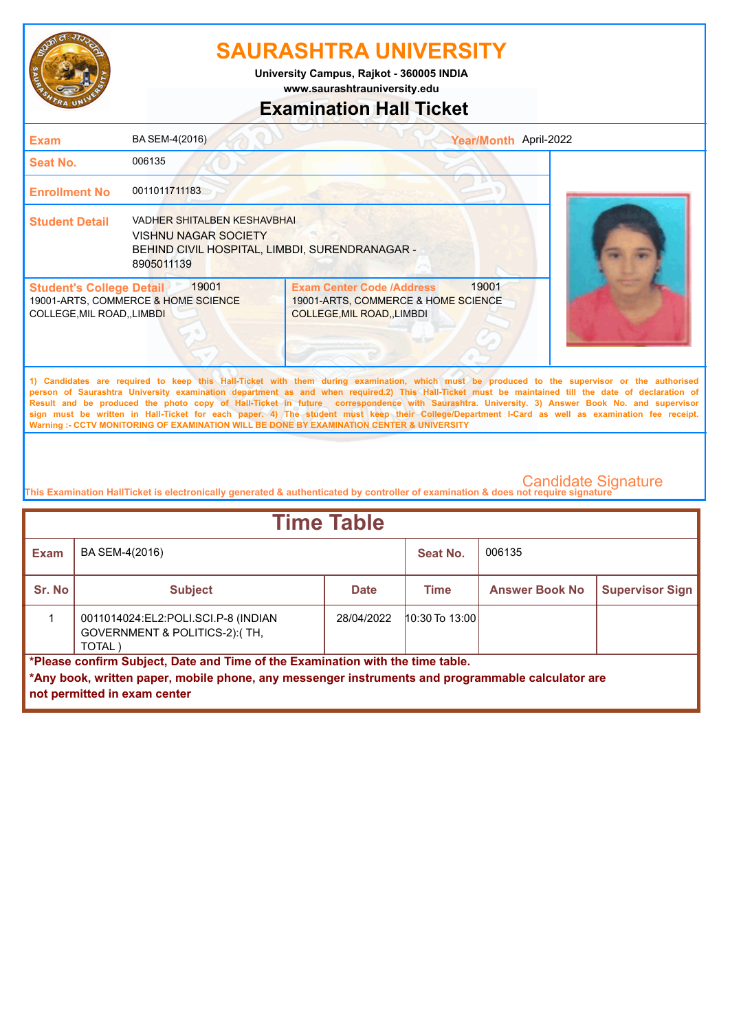# SAURASHTRA UNIVERSITY

**University Campus, Rajkot - 360005 INDIA**
**www.saurashtrauniversity.edu**

## Examination Hall Ticket

| | |
|---|---|
| **Exam** | BA SEM-4(2016) |
| **Year/Month** | April-2022 |
| **Seat No.** | 006135 |
| **Enrollment No** | 0011011711183 |
| **Student Detail** | VADHER SHITALBEN KESHAVBHAI<br>VISHNU NAGAR SOCIETY<br>BEHIND CIVIL HOSPITAL, LIMBDI, SURENDRANAGAR -<br>8905011139 |

| **Student's College Detail** 19001 | **Exam Center Code /Address** 19001 |
|---|---|
| 19001-ARTS, COMMERCE & HOME SCIENCE COLLEGE,MIL ROAD,,LIMBDI | 19001-ARTS, COMMERCE & HOME SCIENCE COLLEGE,MIL ROAD,,LIMBDI |

1) Candidates are required to keep this Hall-Ticket with them during examination, which must be produced to the supervisor or the authorised person of Saurashtra University examination department as and when required.2) This Hall-Ticket must be maintained till the date of declaration of Result and be produced the photo copy of Hall-Ticket in future correspondence with Saurashtra. University. 3) Answer Book No. and supervisor sign must be written in Hall-Ticket for each paper. 4) The student must keep their College/Department I-Card as well as examination fee receipt.
Warning :- CCTV MONITORING OF EXAMINATION WILL BE DONE BY EXAMINATION CENTER & UNIVERSITY

Candidate Signature

This Examination HallTicket is electronically generated & authenticated by controller of examination & does not require signature

## Time Table

| **Exam** | BA SEM-4(2016) | | **Seat No.** | 006135 | |
|---|---|---|---|---|---|
| **Sr. No** | **Subject** | **Date** | **Time** | **Answer Book No** | **Supervisor Sign** |
| 1 | 0011014024:EL2:POLI.SCI.P-8 (INDIAN GOVERNMENT & POLITICS-2):( TH, TOTAL ) | 28/04/2022 | 10:30 To 13:00 | | |

**\*Please confirm Subject, Date and Time of the Examination with the time table.**

**\*Any book, written paper, mobile phone, any messenger instruments and programmable calculator are not permitted in exam center**